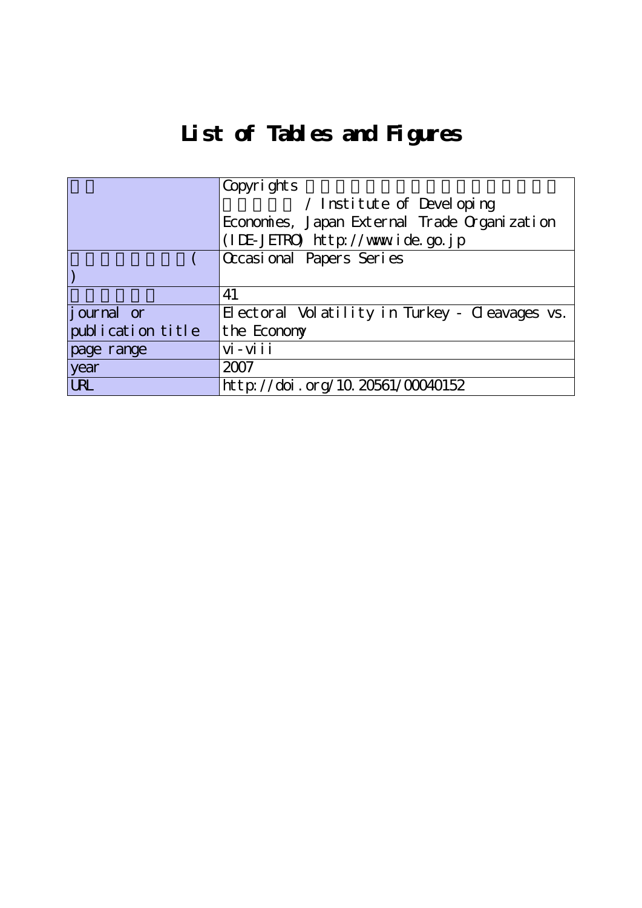# List of Tables and Figures

| | |
|---|---|
| | Copyrights / Institute of Developing Economies, Japan External Trade Organization (IDE-JETRO) http://www.ide.go.jp |
| ( ) | Occasional Papers Series |
| | 41 |
| journal or publication title | Electoral Volatility in Turkey - Cleavages vs. the Economy |
| page range | vi-viii |
| year | 2007 |
| URL | http://doi.org/10.20561/00040152 |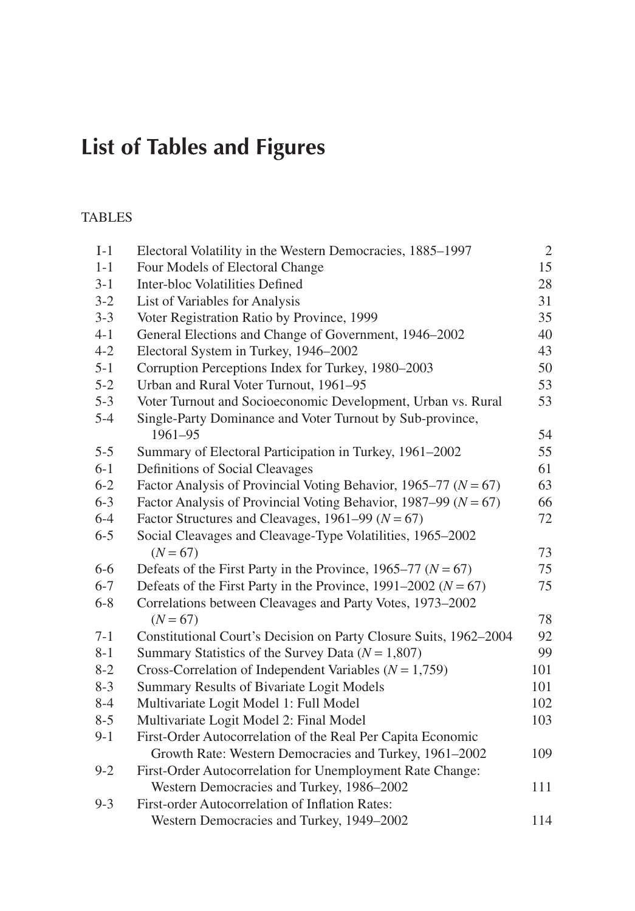# List of Tables and Figures

## TABLES

| | | |
|---|---|---|
| I-1 | Electoral Volatility in the Western Democracies, 1885–1997 | 2 |
| 1-1 | Four Models of Electoral Change | 15 |
| 3-1 | Inter-bloc Volatilities Defined | 28 |
| 3-2 | List of Variables for Analysis | 31 |
| 3-3 | Voter Registration Ratio by Province, 1999 | 35 |
| 4-1 | General Elections and Change of Government, 1946–2002 | 40 |
| 4-2 | Electoral System in Turkey, 1946–2002 | 43 |
| 5-1 | Corruption Perceptions Index for Turkey, 1980–2003 | 50 |
| 5-2 | Urban and Rural Voter Turnout, 1961–95 | 53 |
| 5-3 | Voter Turnout and Socioeconomic Development, Urban vs. Rural | 53 |
| 5-4 | Single-Party Dominance and Voter Turnout by Sub-province, 1961–95 | 54 |
| 5-5 | Summary of Electoral Participation in Turkey, 1961–2002 | 55 |
| 6-1 | Definitions of Social Cleavages | 61 |
| 6-2 | Factor Analysis of Provincial Voting Behavior, 1965–77 ($N = 67$) | 63 |
| 6-3 | Factor Analysis of Provincial Voting Behavior, 1987–99 ($N = 67$) | 66 |
| 6-4 | Factor Structures and Cleavages, 1961–99 ($N = 67$) | 72 |
| 6-5 | Social Cleavages and Cleavage-Type Volatilities, 1965–2002 ($N = 67$) | 73 |
| 6-6 | Defeats of the First Party in the Province, 1965–77 ($N = 67$) | 75 |
| 6-7 | Defeats of the First Party in the Province, 1991–2002 ($N = 67$) | 75 |
| 6-8 | Correlations between Cleavages and Party Votes, 1973–2002 ($N = 67$) | 78 |
| 7-1 | Constitutional Court's Decision on Party Closure Suits, 1962–2004 | 92 |
| 8-1 | Summary Statistics of the Survey Data ($N = 1{,}807$) | 99 |
| 8-2 | Cross-Correlation of Independent Variables ($N = 1{,}759$) | 101 |
| 8-3 | Summary Results of Bivariate Logit Models | 101 |
| 8-4 | Multivariate Logit Model 1: Full Model | 102 |
| 8-5 | Multivariate Logit Model 2: Final Model | 103 |
| 9-1 | First-Order Autocorrelation of the Real Per Capita Economic Growth Rate: Western Democracies and Turkey, 1961–2002 | 109 |
| 9-2 | First-Order Autocorrelation for Unemployment Rate Change: Western Democracies and Turkey, 1986–2002 | 111 |
| 9-3 | First-order Autocorrelation of Inflation Rates: Western Democracies and Turkey, 1949–2002 | 114 |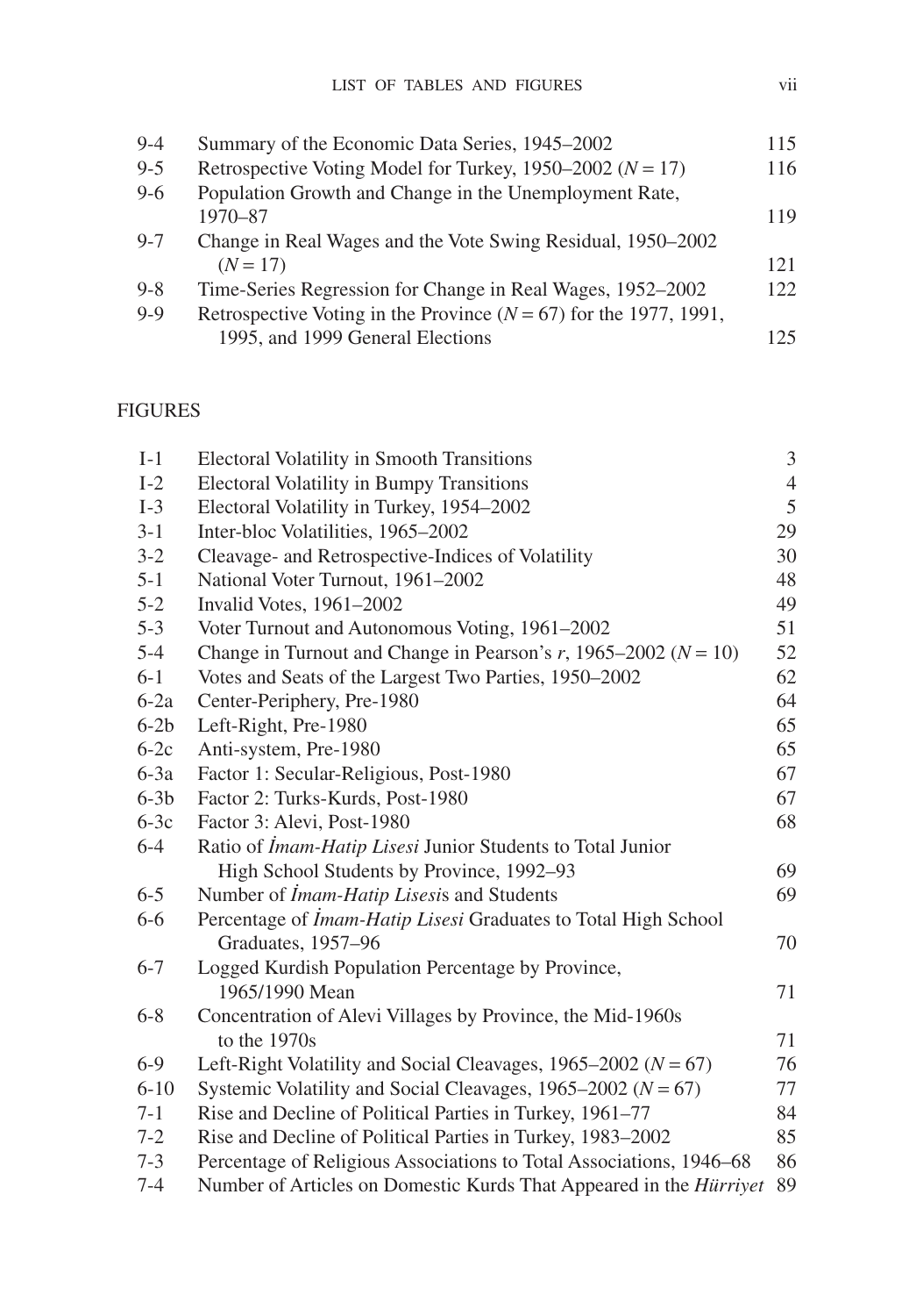| | | |
|---|---|---|
| 9-4 | Summary of the Economic Data Series, 1945–2002 | 115 |
| 9-5 | Retrospective Voting Model for Turkey, 1950–2002 ($N = 17$) | 116 |
| 9-6 | Population Growth and Change in the Unemployment Rate, 1970–87 | 119 |
| 9-7 | Change in Real Wages and the Vote Swing Residual, 1950–2002 ($N = 17$) | 121 |
| 9-8 | Time-Series Regression for Change in Real Wages, 1952–2002 | 122 |
| 9-9 | Retrospective Voting in the Province ($N = 67$) for the 1977, 1991, 1995, and 1999 General Elections | 125 |

## FIGURES

| | | |
|---|---|---|
| I-1 | Electoral Volatility in Smooth Transitions | 3 |
| I-2 | Electoral Volatility in Bumpy Transitions | 4 |
| I-3 | Electoral Volatility in Turkey, 1954–2002 | 5 |
| 3-1 | Inter-bloc Volatilities, 1965–2002 | 29 |
| 3-2 | Cleavage- and Retrospective-Indices of Volatility | 30 |
| 5-1 | National Voter Turnout, 1961–2002 | 48 |
| 5-2 | Invalid Votes, 1961–2002 | 49 |
| 5-3 | Voter Turnout and Autonomous Voting, 1961–2002 | 51 |
| 5-4 | Change in Turnout and Change in Pearson's $r$, 1965–2002 ($N = 10$) | 52 |
| 6-1 | Votes and Seats of the Largest Two Parties, 1950–2002 | 62 |
| 6-2a | Center-Periphery, Pre-1980 | 64 |
| 6-2b | Left-Right, Pre-1980 | 65 |
| 6-2c | Anti-system, Pre-1980 | 65 |
| 6-3a | Factor 1: Secular-Religious, Post-1980 | 67 |
| 6-3b | Factor 2: Turks-Kurds, Post-1980 | 67 |
| 6-3c | Factor 3: Alevi, Post-1980 | 68 |
| 6-4 | Ratio of *İmam-Hatip Lisesi* Junior Students to Total Junior High School Students by Province, 1992–93 | 69 |
| 6-5 | Number of *İmam-Hatip Lisesi*s and Students | 69 |
| 6-6 | Percentage of *İmam-Hatip Lisesi* Graduates to Total High School Graduates, 1957–96 | 70 |
| 6-7 | Logged Kurdish Population Percentage by Province, 1965/1990 Mean | 71 |
| 6-8 | Concentration of Alevi Villages by Province, the Mid-1960s to the 1970s | 71 |
| 6-9 | Left-Right Volatility and Social Cleavages, 1965–2002 ($N = 67$) | 76 |
| 6-10 | Systemic Volatility and Social Cleavages, 1965–2002 ($N = 67$) | 77 |
| 7-1 | Rise and Decline of Political Parties in Turkey, 1961–77 | 84 |
| 7-2 | Rise and Decline of Political Parties in Turkey, 1983–2002 | 85 |
| 7-3 | Percentage of Religious Associations to Total Associations, 1946–68 | 86 |
| 7-4 | Number of Articles on Domestic Kurds That Appeared in the *Hürriyet* | 89 |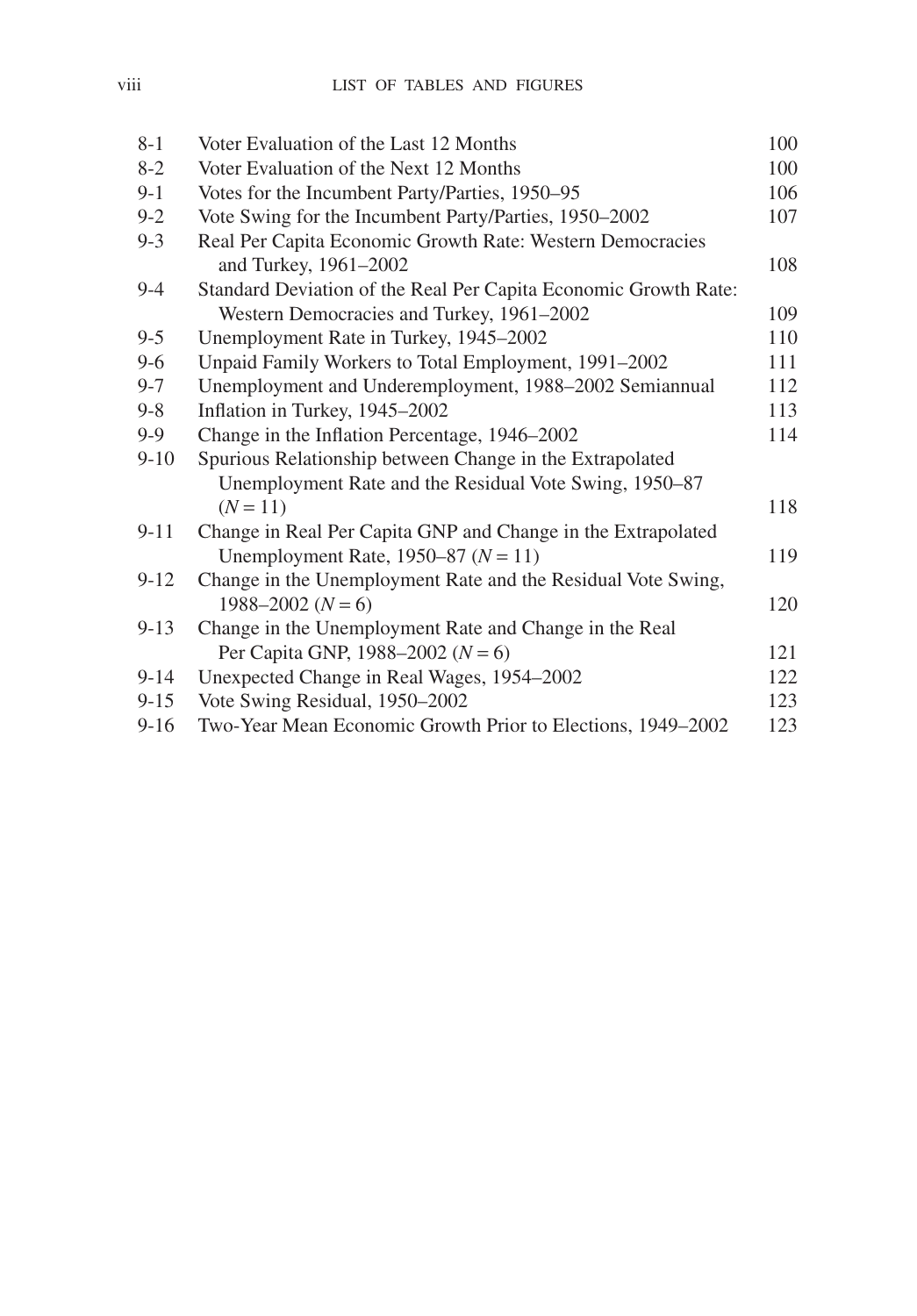| | | |
|---|---|---|
| 8-1 | Voter Evaluation of the Last 12 Months | 100 |
| 8-2 | Voter Evaluation of the Next 12 Months | 100 |
| 9-1 | Votes for the Incumbent Party/Parties, 1950–95 | 106 |
| 9-2 | Vote Swing for the Incumbent Party/Parties, 1950–2002 | 107 |
| 9-3 | Real Per Capita Economic Growth Rate: Western Democracies and Turkey, 1961–2002 | 108 |
| 9-4 | Standard Deviation of the Real Per Capita Economic Growth Rate: Western Democracies and Turkey, 1961–2002 | 109 |
| 9-5 | Unemployment Rate in Turkey, 1945–2002 | 110 |
| 9-6 | Unpaid Family Workers to Total Employment, 1991–2002 | 111 |
| 9-7 | Unemployment and Underemployment, 1988–2002 Semiannual | 112 |
| 9-8 | Inflation in Turkey, 1945–2002 | 113 |
| 9-9 | Change in the Inflation Percentage, 1946–2002 | 114 |
| 9-10 | Spurious Relationship between Change in the Extrapolated Unemployment Rate and the Residual Vote Swing, 1950–87 ($N = 11$) | 118 |
| 9-11 | Change in Real Per Capita GNP and Change in the Extrapolated Unemployment Rate, 1950–87 ($N = 11$) | 119 |
| 9-12 | Change in the Unemployment Rate and the Residual Vote Swing, 1988–2002 ($N = 6$) | 120 |
| 9-13 | Change in the Unemployment Rate and Change in the Real Per Capita GNP, 1988–2002 ($N = 6$) | 121 |
| 9-14 | Unexpected Change in Real Wages, 1954–2002 | 122 |
| 9-15 | Vote Swing Residual, 1950–2002 | 123 |
| 9-16 | Two-Year Mean Economic Growth Prior to Elections, 1949–2002 | 123 |